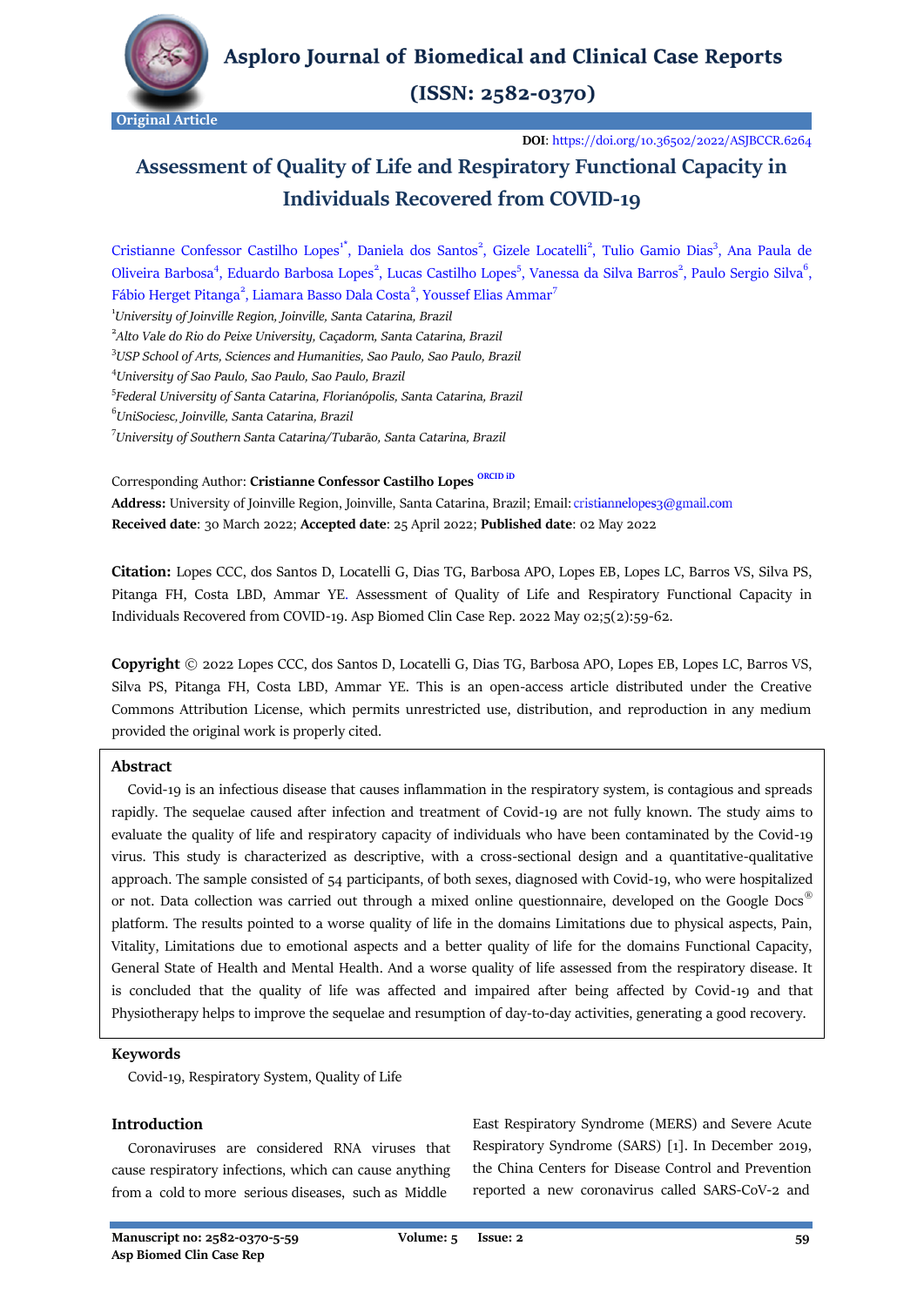Original Article

**DOI**: https://doi.org/10.36502/2022/ASJBCCR.6264

# Assessment of Quality of Life and Respiratory Functional Capacity in Individuals Recovered from COVID-19

Cristianne Confessor Castilho Lopes[1*], Daniela dos Santos[2], Gizele Locatelli[2], Tulio Gamio Dias[3], Ana Paula de Oliveira Barbosa[4], Eduardo Barbosa Lopes[2], Lucas Castilho Lopes[5], Vanessa da Silva Barros[2], Paulo Sergio Silva[6], Fábio Herget Pitanga[2], Liamara Basso Dala Costa[2], Youssef Elias Ammar[7]

[1]*University of Joinville Region, Joinville, Santa Catarina, Brazil*
[2]*Alto Vale do Rio do Peixe University, Caçadorm, Santa Catarina, Brazil*
[3]*USP School of Arts, Sciences and Humanities, Sao Paulo, Sao Paulo, Brazil*
[4]*University of Sao Paulo, Sao Paulo, Sao Paulo, Brazil*
[5]*Federal University of Santa Catarina, Florianópolis, Santa Catarina, Brazil*
[6]*UniSociesc, Joinville, Santa Catarina, Brazil*
[7]*University of Southern Santa Catarina/Tubarão, Santa Catarina, Brazil*

Corresponding Author: **Cristianne Confessor Castilho Lopes** ORCID iD
**Address:** University of Joinville Region, Joinville, Santa Catarina, Brazil; Email: cristiannelopes3@gmail.com
**Received date**: 30 March 2022; **Accepted date**: 25 April 2022; **Published date**: 02 May 2022

**Citation:** Lopes CCC, dos Santos D, Locatelli G, Dias TG, Barbosa APO, Lopes EB, Lopes LC, Barros VS, Silva PS, Pitanga FH, Costa LBD, Ammar YE. Assessment of Quality of Life and Respiratory Functional Capacity in Individuals Recovered from COVID-19. Asp Biomed Clin Case Rep. 2022 May 02;5(2):59-62.

**Copyright** © 2022 Lopes CCC, dos Santos D, Locatelli G, Dias TG, Barbosa APO, Lopes EB, Lopes LC, Barros VS, Silva PS, Pitanga FH, Costa LBD, Ammar YE. This is an open-access article distributed under the Creative Commons Attribution License, which permits unrestricted use, distribution, and reproduction in any medium provided the original work is properly cited.

## Abstract

Covid-19 is an infectious disease that causes inflammation in the respiratory system, is contagious and spreads rapidly. The sequelae caused after infection and treatment of Covid-19 are not fully known. The study aims to evaluate the quality of life and respiratory capacity of individuals who have been contaminated by the Covid-19 virus. This study is characterized as descriptive, with a cross-sectional design and a quantitative-qualitative approach. The sample consisted of 54 participants, of both sexes, diagnosed with Covid-19, who were hospitalized or not. Data collection was carried out through a mixed online questionnaire, developed on the Google Docs® platform. The results pointed to a worse quality of life in the domains Limitations due to physical aspects, Pain, Vitality, Limitations due to emotional aspects and a better quality of life for the domains Functional Capacity, General State of Health and Mental Health. And a worse quality of life assessed from the respiratory disease. It is concluded that the quality of life was affected and impaired after being affected by Covid-19 and that Physiotherapy helps to improve the sequelae and resumption of day-to-day activities, generating a good recovery.

## Keywords

Covid-19, Respiratory System, Quality of Life

## Introduction

Coronaviruses are considered RNA viruses that cause respiratory infections, which can cause anything from a cold to more serious diseases, such as Middle East Respiratory Syndrome (MERS) and Severe Acute Respiratory Syndrome (SARS) [1]. In December 2019, the China Centers for Disease Control and Prevention reported a new coronavirus called SARS-CoV-2 and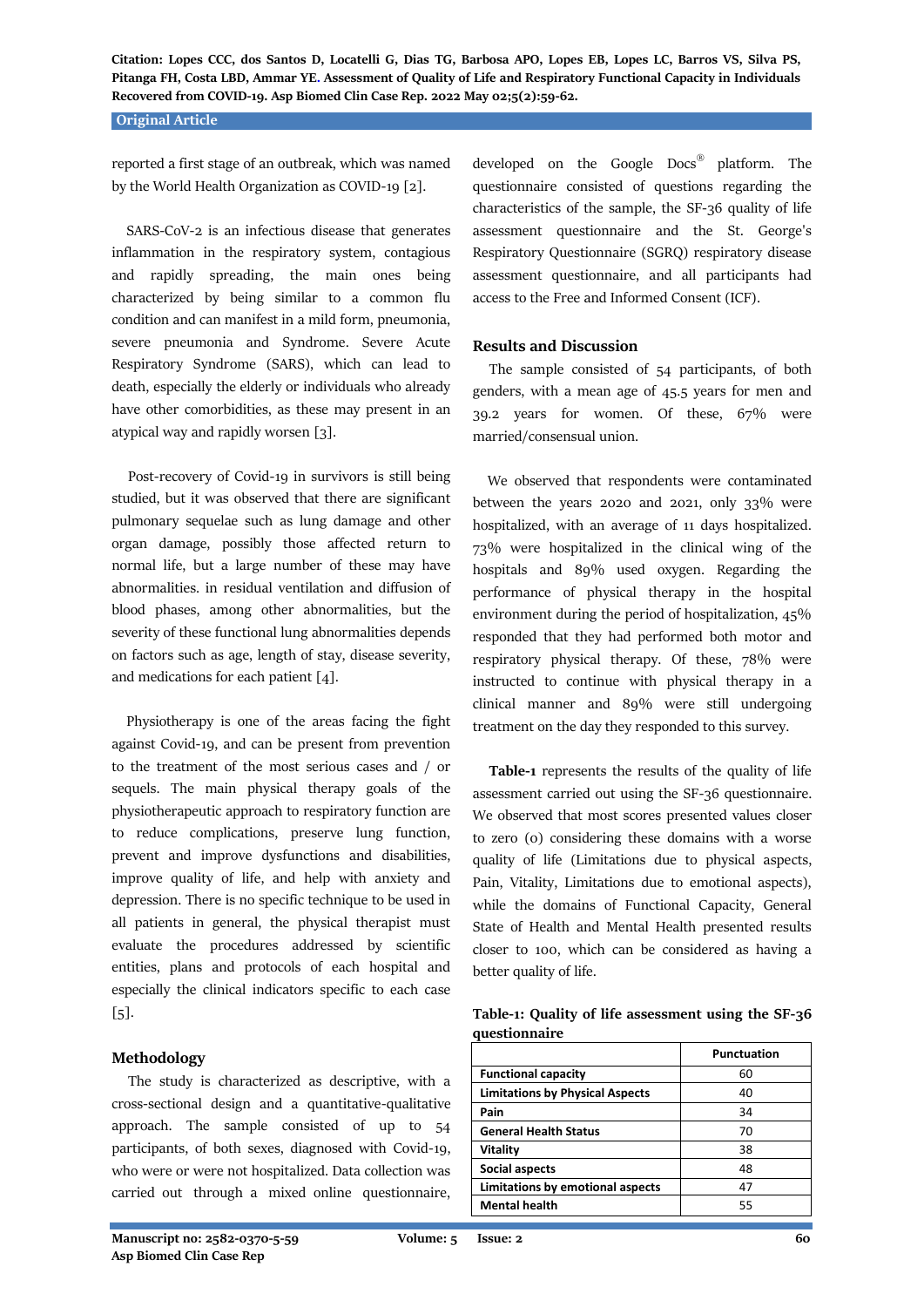reported a first stage of an outbreak, which was named by the World Health Organization as COVID-19 [2].

SARS-CoV-2 is an infectious disease that generates inflammation in the respiratory system, contagious and rapidly spreading, the main ones being characterized by being similar to a common flu condition and can manifest in a mild form, pneumonia, severe pneumonia and Syndrome. Severe Acute Respiratory Syndrome (SARS), which can lead to death, especially the elderly or individuals who already have other comorbidities, as these may present in an atypical way and rapidly worsen [3].

Post-recovery of Covid-19 in survivors is still being studied, but it was observed that there are significant pulmonary sequelae such as lung damage and other organ damage, possibly those affected return to normal life, but a large number of these may have abnormalities. in residual ventilation and diffusion of blood phases, among other abnormalities, but the severity of these functional lung abnormalities depends on factors such as age, length of stay, disease severity, and medications for each patient [4].

Physiotherapy is one of the areas facing the fight against Covid-19, and can be present from prevention to the treatment of the most serious cases and / or sequels. The main physical therapy goals of the physiotherapeutic approach to respiratory function are to reduce complications, preserve lung function, prevent and improve dysfunctions and disabilities, improve quality of life, and help with anxiety and depression. There is no specific technique to be used in all patients in general, the physical therapist must evaluate the procedures addressed by scientific entities, plans and protocols of each hospital and especially the clinical indicators specific to each case [5].

## Methodology

The study is characterized as descriptive, with a cross-sectional design and a quantitative-qualitative approach. The sample consisted of up to 54 participants, of both sexes, diagnosed with Covid-19, who were or were not hospitalized. Data collection was carried out through a mixed online questionnaire, developed on the Google Docs® platform. The questionnaire consisted of questions regarding the characteristics of the sample, the SF-36 quality of life assessment questionnaire and the St. George's Respiratory Questionnaire (SGRQ) respiratory disease assessment questionnaire, and all participants had access to the Free and Informed Consent (ICF).

## Results and Discussion

The sample consisted of 54 participants, of both genders, with a mean age of 45.5 years for men and 39.2 years for women. Of these, 67% were married/consensual union.

We observed that respondents were contaminated between the years 2020 and 2021, only 33% were hospitalized, with an average of 11 days hospitalized. 73% were hospitalized in the clinical wing of the hospitals and 89% used oxygen. Regarding the performance of physical therapy in the hospital environment during the period of hospitalization, 45% responded that they had performed both motor and respiratory physical therapy. Of these, 78% were instructed to continue with physical therapy in a clinical manner and 89% were still undergoing treatment on the day they responded to this survey.

**Table-1** represents the results of the quality of life assessment carried out using the SF-36 questionnaire. We observed that most scores presented values closer to zero (0) considering these domains with a worse quality of life (Limitations due to physical aspects, Pain, Vitality, Limitations due to emotional aspects), while the domains of Functional Capacity, General State of Health and Mental Health presented results closer to 100, which can be considered as having a better quality of life.

**Table-1: Quality of life assessment using the SF-36 questionnaire**

| | Punctuation |
|---|---|
| **Functional capacity** | 60 |
| **Limitations by Physical Aspects** | 40 |
| **Pain** | 34 |
| **General Health Status** | 70 |
| **Vitality** | 38 |
| **Social aspects** | 48 |
| **Limitations by emotional aspects** | 47 |
| **Mental health** | 55 |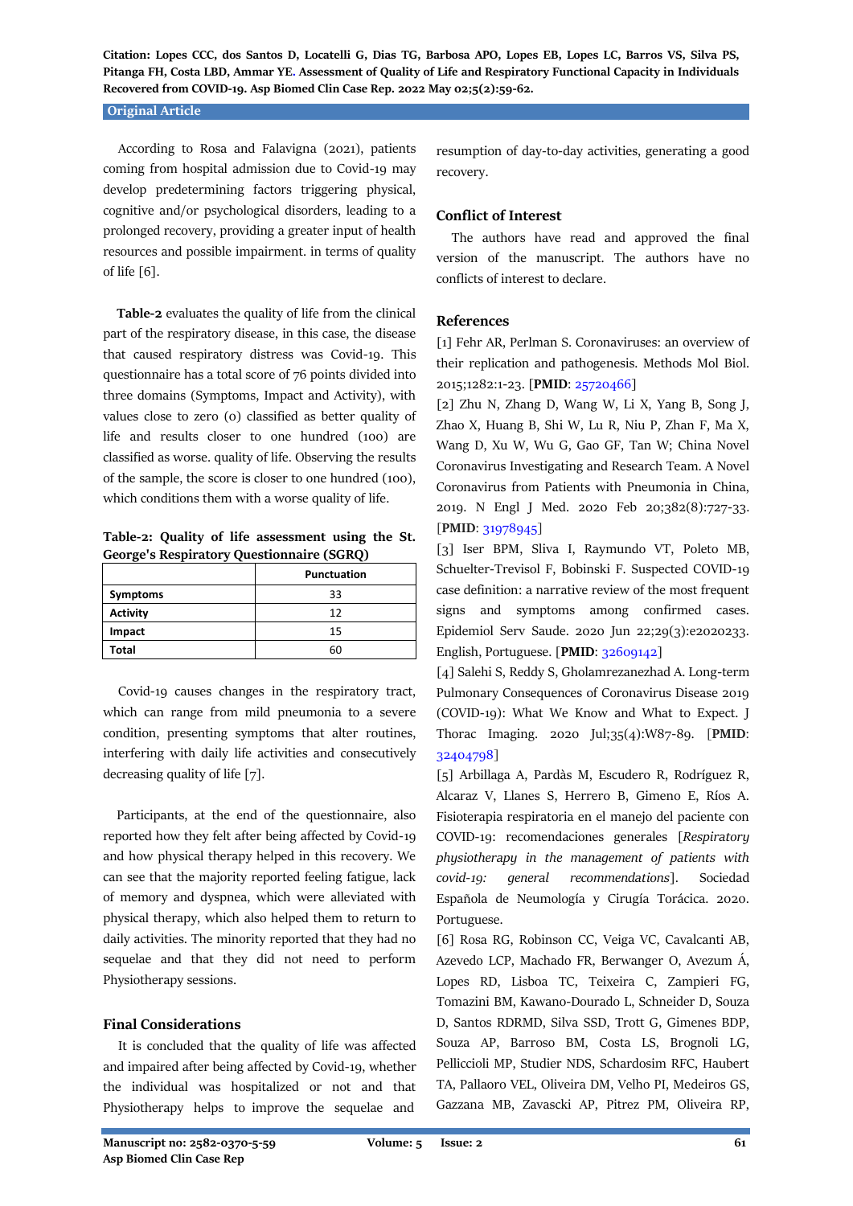According to Rosa and Falavigna (2021), patients coming from hospital admission due to Covid-19 may develop predetermining factors triggering physical, cognitive and/or psychological disorders, leading to a prolonged recovery, providing a greater input of health resources and possible impairment. in terms of quality of life [6].

**Table-2** evaluates the quality of life from the clinical part of the respiratory disease, in this case, the disease that caused respiratory distress was Covid-19. This questionnaire has a total score of 76 points divided into three domains (Symptoms, Impact and Activity), with values close to zero (0) classified as better quality of life and results closer to one hundred (100) are classified as worse. quality of life. Observing the results of the sample, the score is closer to one hundred (100), which conditions them with a worse quality of life.

**Table-2: Quality of life assessment using the St. George's Respiratory Questionnaire (SGRQ)**

| | Punctuation |
|---|---|
| **Symptoms** | 33 |
| **Activity** | 12 |
| **Impact** | 15 |
| **Total** | 60 |

Covid-19 causes changes in the respiratory tract, which can range from mild pneumonia to a severe condition, presenting symptoms that alter routines, interfering with daily life activities and consecutively decreasing quality of life [7].

Participants, at the end of the questionnaire, also reported how they felt after being affected by Covid-19 and how physical therapy helped in this recovery. We can see that the majority reported feeling fatigue, lack of memory and dyspnea, which were alleviated with physical therapy, which also helped them to return to daily activities. The minority reported that they had no sequelae and that they did not need to perform Physiotherapy sessions.

## Final Considerations

It is concluded that the quality of life was affected and impaired after being affected by Covid-19, whether the individual was hospitalized or not and that Physiotherapy helps to improve the sequelae and resumption of day-to-day activities, generating a good recovery.

## Conflict of Interest

The authors have read and approved the final version of the manuscript. The authors have no conflicts of interest to declare.

## References

[1] Fehr AR, Perlman S. Coronaviruses: an overview of their replication and pathogenesis. Methods Mol Biol. 2015;1282:1-23. [**PMID**: 25720466]

[2] Zhu N, Zhang D, Wang W, Li X, Yang B, Song J, Zhao X, Huang B, Shi W, Lu R, Niu P, Zhan F, Ma X, Wang D, Xu W, Wu G, Gao GF, Tan W; China Novel Coronavirus Investigating and Research Team. A Novel Coronavirus from Patients with Pneumonia in China, 2019. N Engl J Med. 2020 Feb 20;382(8):727-33. [**PMID**: 31978945]

[3] Iser BPM, Sliva I, Raymundo VT, Poleto MB, Schuelter-Trevisol F, Bobinski F. Suspected COVID-19 case definition: a narrative review of the most frequent signs and symptoms among confirmed cases. Epidemiol Serv Saude. 2020 Jun 22;29(3):e2020233. English, Portuguese. [**PMID**: 32609142]

[4] Salehi S, Reddy S, Gholamrezanezhad A. Long-term Pulmonary Consequences of Coronavirus Disease 2019 (COVID-19): What We Know and What to Expect. J Thorac Imaging. 2020 Jul;35(4):W87-89. [**PMID**: 32404798]

[5] Arbillaga A, Pardàs M, Escudero R, Rodríguez R, Alcaraz V, Llanes S, Herrero B, Gimeno E, Ríos A. Fisioterapia respiratoria en el manejo del paciente con COVID-19: recomendaciones generales [*Respiratory physiotherapy in the management of patients with covid-19: general recommendations*]. Sociedad Española de Neumología y Cirugía Torácica. 2020. Portuguese.

[6] Rosa RG, Robinson CC, Veiga VC, Cavalcanti AB, Azevedo LCP, Machado FR, Berwanger O, Avezum Á, Lopes RD, Lisboa TC, Teixeira C, Zampieri FG, Tomazini BM, Kawano-Dourado L, Schneider D, Souza D, Santos RDRMD, Silva SSD, Trott G, Gimenes BDP, Souza AP, Barroso BM, Costa LS, Brognoli LG, Pellicciolli MP, Studier NDS, Schardosim RFC, Haubert TA, Pallaoro VEL, Oliveira DM, Velho PI, Medeiros GS, Gazzana MB, Zavascki AP, Pitrez PM, Oliveira RP,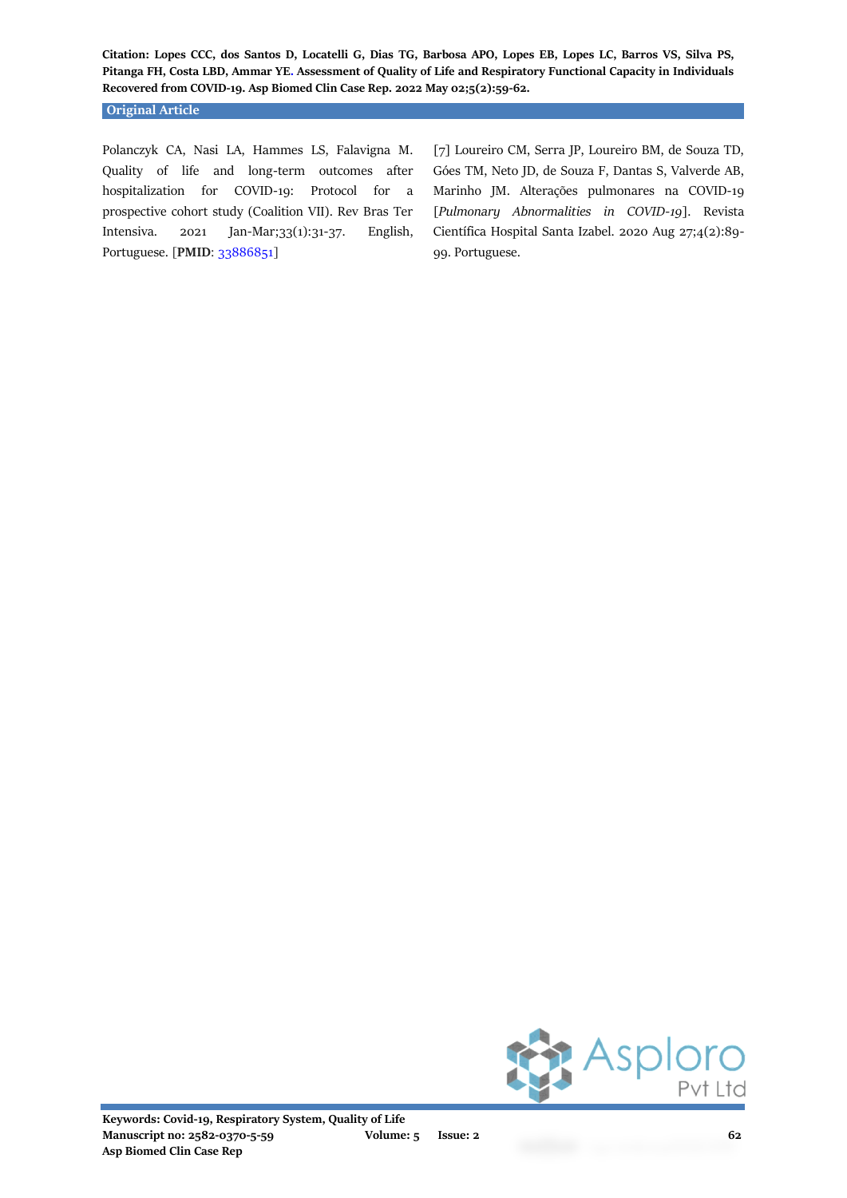Polanczyk CA, Nasi LA, Hammes LS, Falavigna M. Quality of life and long-term outcomes after hospitalization for COVID-19: Protocol for a prospective cohort study (Coalition VII). Rev Bras Ter Intensiva. 2021 Jan-Mar;33(1):31-37. English, Portuguese. [**PMID**: 33886851]

[7] Loureiro CM, Serra JP, Loureiro BM, de Souza TD, Góes TM, Neto JD, de Souza F, Dantas S, Valverde AB, Marinho JM. Alterações pulmonares na COVID-19 [*Pulmonary Abnormalities in COVID-19*]. Revista Científica Hospital Santa Izabel. 2020 Aug 27;4(2):89-99. Portuguese.